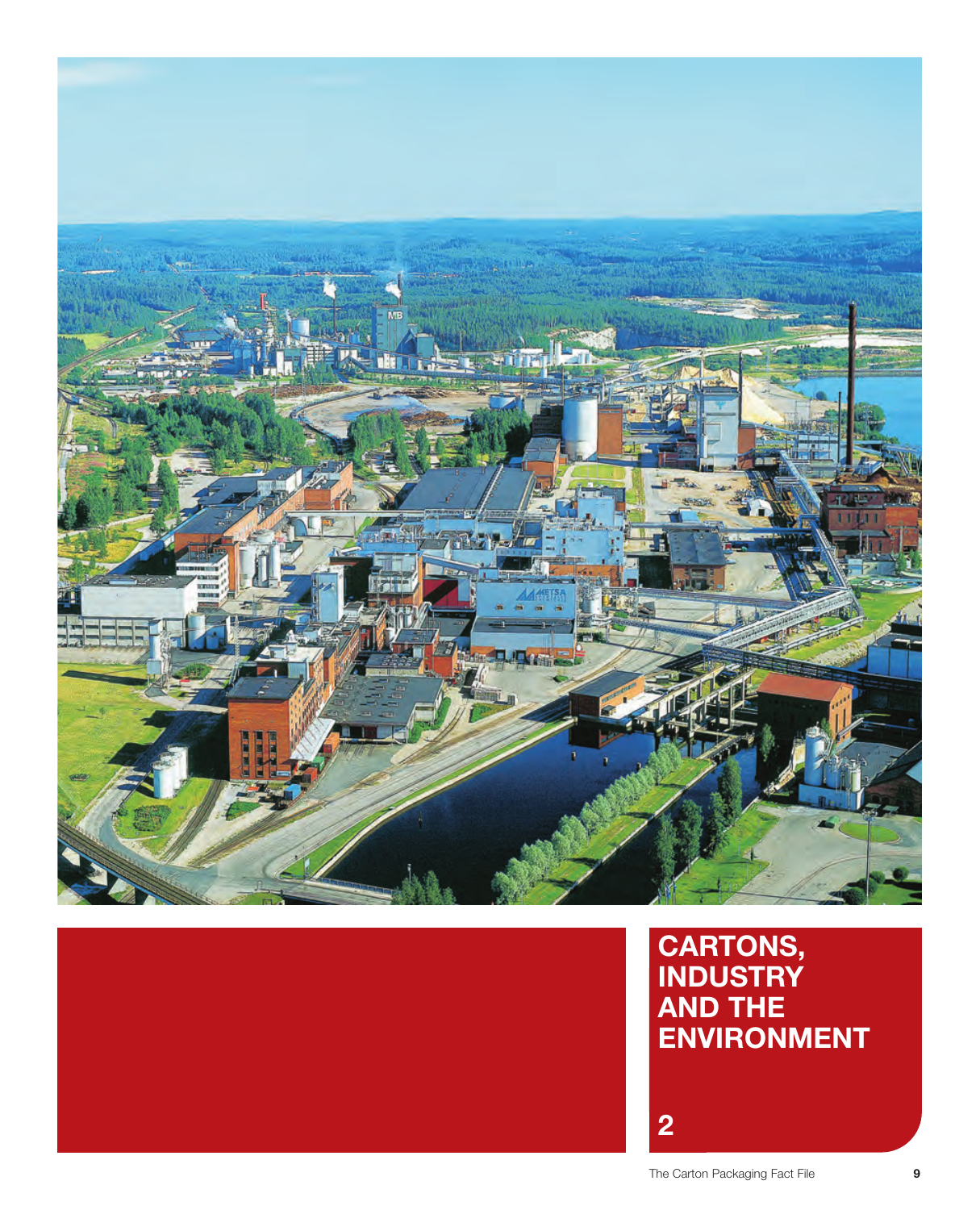# CARTONS, INDUSTRY AND THE ENVIRONMENT

2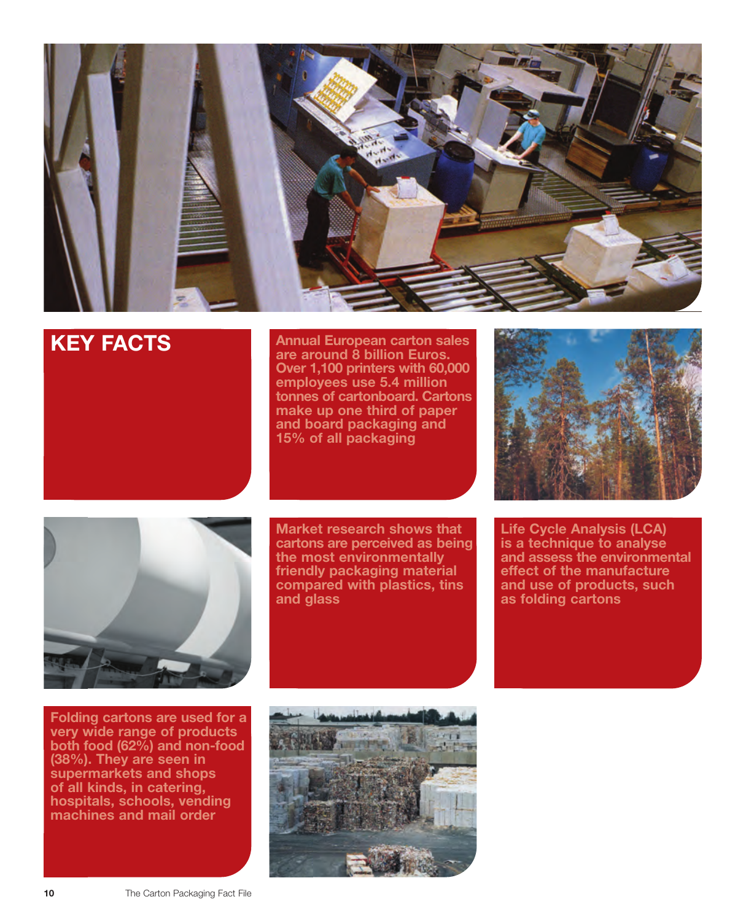# KEY FACTS

Annual European carton sales are around 8 billion Euros. Over 1,100 printers with 60,000 employees use 5.4 million tonnes of cartonboard. Cartons make up one third of paper and board packaging and 15% of all packaging

Market research shows that cartons are perceived as being the most environmentally friendly packaging material compared with plastics, tins and glass

Life Cycle Analysis (LCA) is a technique to analyse and assess the environmental effect of the manufacture and use of products, such as folding cartons

Folding cartons are used for a very wide range of products both food (62%) and non-food (38%). They are seen in supermarkets and shops of all kinds, in catering, hospitals, schools, vending machines and mail order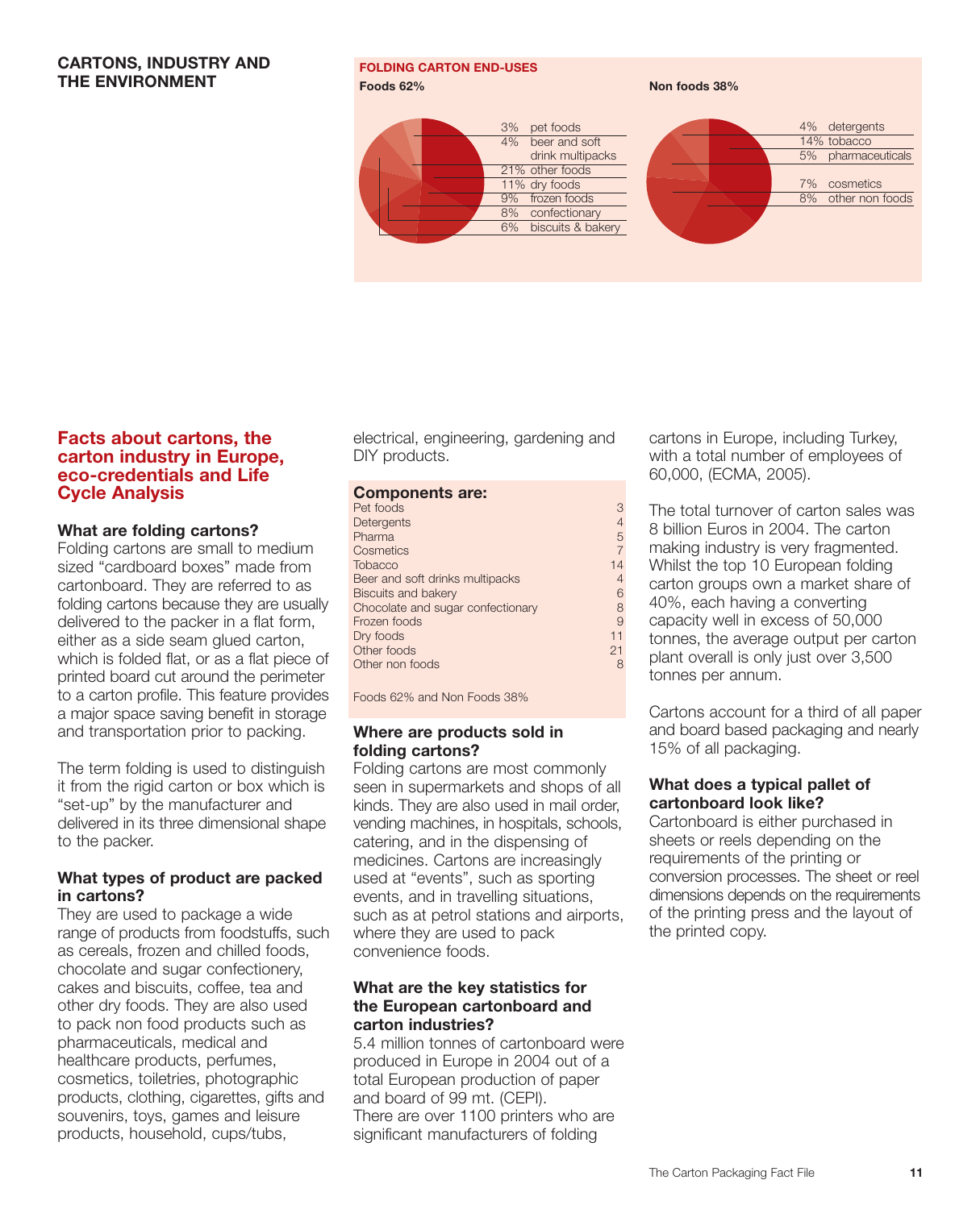## CARTONS, INDUSTRY AND THE ENVIRONMENT

**FOLDING CARTON END-USES**

**Foods 62%**

| | |
|---|---|
| 3% | pet foods |
| 4% | beer and soft drink multipacks |
| 21% | other foods |
| 11% | dry foods |
| 9% | frozen foods |
| 8% | confectionary |
| 6% | biscuits & bakery |

**Non foods 38%**

| | |
|---|---|
| 4% | detergents |
| 14% | tobacco |
| 5% | pharmaceuticals |
| 7% | cosmetics |
| 8% | other non foods |

## Facts about cartons, the carton industry in Europe, eco-credentials and Life Cycle Analysis

### What are folding cartons?

Folding cartons are small to medium sized "cardboard boxes" made from cartonboard. They are referred to as folding cartons because they are usually delivered to the packer in a flat form, either as a side seam glued carton, which is folded flat, or as a flat piece of printed board cut around the perimeter to a carton profile. This feature provides a major space saving benefit in storage and transportation prior to packing.

The term folding is used to distinguish it from the rigid carton or box which is "set-up" by the manufacturer and delivered in its three dimensional shape to the packer.

### What types of product are packed in cartons?

They are used to package a wide range of products from foodstuffs, such as cereals, frozen and chilled foods, chocolate and sugar confectionery, cakes and biscuits, coffee, tea and other dry foods. They are also used to pack non food products such as pharmaceuticals, medical and healthcare products, perfumes, cosmetics, toiletries, photographic products, clothing, cigarettes, gifts and souvenirs, toys, games and leisure products, household, cups/tubs, electrical, engineering, gardening and DIY products.

**Components are:**

| | |
|---|---|
| Pet foods | 3 |
| Detergents | 4 |
| Pharma | 5 |
| Cosmetics | 7 |
| Tobacco | 14 |
| Beer and soft drinks multipacks | 4 |
| Biscuits and bakery | 6 |
| Chocolate and sugar confectionary | 8 |
| Frozen foods | 9 |
| Dry foods | 11 |
| Other foods | 21 |
| Other non foods | 8 |

Foods 62% and Non Foods 38%

### Where are products sold in folding cartons?

Folding cartons are most commonly seen in supermarkets and shops of all kinds. They are also used in mail order, vending machines, in hospitals, schools, catering, and in the dispensing of medicines. Cartons are increasingly used at "events", such as sporting events, and in travelling situations, such as at petrol stations and airports, where they are used to pack convenience foods.

### What are the key statistics for the European cartonboard and carton industries?

5.4 million tonnes of cartonboard were produced in Europe in 2004 out of a total European production of paper and board of 99 mt. (CEPI).
There are over 1100 printers who are significant manufacturers of folding cartons in Europe, including Turkey, with a total number of employees of 60,000, (ECMA, 2005).

The total turnover of carton sales was 8 billion Euros in 2004. The carton making industry is very fragmented. Whilst the top 10 European folding carton groups own a market share of 40%, each having a converting capacity well in excess of 50,000 tonnes, the average output per carton plant overall is only just over 3,500 tonnes per annum.

Cartons account for a third of all paper and board based packaging and nearly 15% of all packaging.

### What does a typical pallet of cartonboard look like?

Cartonboard is either purchased in sheets or reels depending on the requirements of the printing or conversion processes. The sheet or reel dimensions depends on the requirements of the printing press and the layout of the printed copy.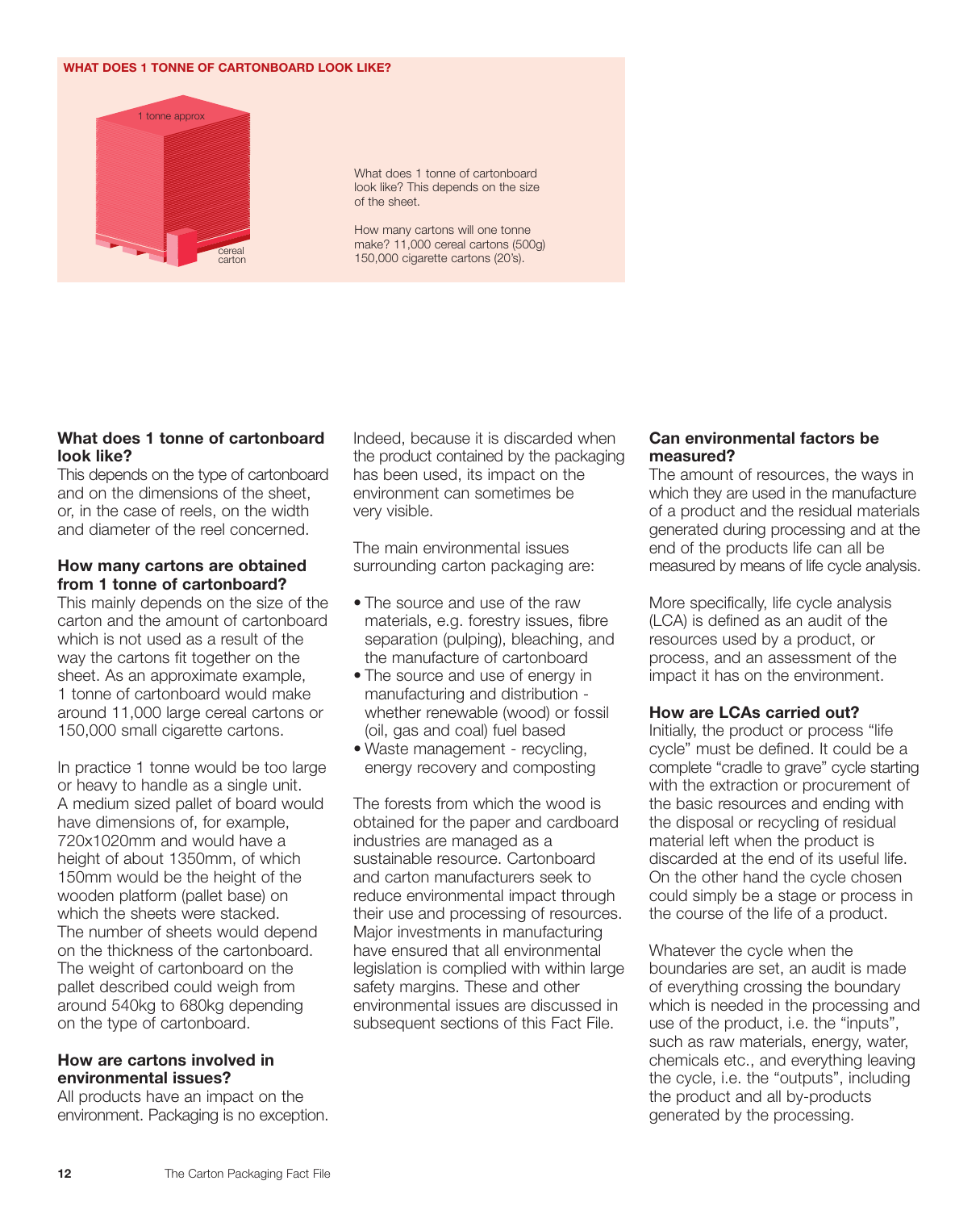**WHAT DOES 1 TONNE OF CARTONBOARD LOOK LIKE?**

1 tonne approx

cereal carton

What does 1 tonne of cartonboard look like? This depends on the size of the sheet.

How many cartons will one tonne make? 11,000 cereal cartons (500g) 150,000 cigarette cartons (20's).

### What does 1 tonne of cartonboard look like?

This depends on the type of cartonboard and on the dimensions of the sheet, or, in the case of reels, on the width and diameter of the reel concerned.

### How many cartons are obtained from 1 tonne of cartonboard?

This mainly depends on the size of the carton and the amount of cartonboard which is not used as a result of the way the cartons fit together on the sheet. As an approximate example, 1 tonne of cartonboard would make around 11,000 large cereal cartons or 150,000 small cigarette cartons.

In practice 1 tonne would be too large or heavy to handle as a single unit. A medium sized pallet of board would have dimensions of, for example, 720x1020mm and would have a height of about 1350mm, of which 150mm would be the height of the wooden platform (pallet base) on which the sheets were stacked. The number of sheets would depend on the thickness of the cartonboard. The weight of cartonboard on the pallet described could weigh from around 540kg to 680kg depending on the type of cartonboard.

### How are cartons involved in environmental issues?

All products have an impact on the environment. Packaging is no exception. Indeed, because it is discarded when the product contained by the packaging has been used, its impact on the environment can sometimes be very visible.

The main environmental issues surrounding carton packaging are:

- The source and use of the raw materials, e.g. forestry issues, fibre separation (pulping), bleaching, and the manufacture of cartonboard
- The source and use of energy in manufacturing and distribution - whether renewable (wood) or fossil (oil, gas and coal) fuel based
- Waste management - recycling, energy recovery and composting

The forests from which the wood is obtained for the paper and cardboard industries are managed as a sustainable resource. Cartonboard and carton manufacturers seek to reduce environmental impact through their use and processing of resources. Major investments in manufacturing have ensured that all environmental legislation is complied with within large safety margins. These and other environmental issues are discussed in subsequent sections of this Fact File.

### Can environmental factors be measured?

The amount of resources, the ways in which they are used in the manufacture of a product and the residual materials generated during processing and at the end of the products life can all be measured by means of life cycle analysis.

More specifically, life cycle analysis (LCA) is defined as an audit of the resources used by a product, or process, and an assessment of the impact it has on the environment.

### How are LCAs carried out?

Initially, the product or process "life cycle" must be defined. It could be a complete "cradle to grave" cycle starting with the extraction or procurement of the basic resources and ending with the disposal or recycling of residual material left when the product is discarded at the end of its useful life. On the other hand the cycle chosen could simply be a stage or process in the course of the life of a product.

Whatever the cycle when the boundaries are set, an audit is made of everything crossing the boundary which is needed in the processing and use of the product, i.e. the "inputs", such as raw materials, energy, water, chemicals etc., and everything leaving the cycle, i.e. the "outputs", including the product and all by-products generated by the processing.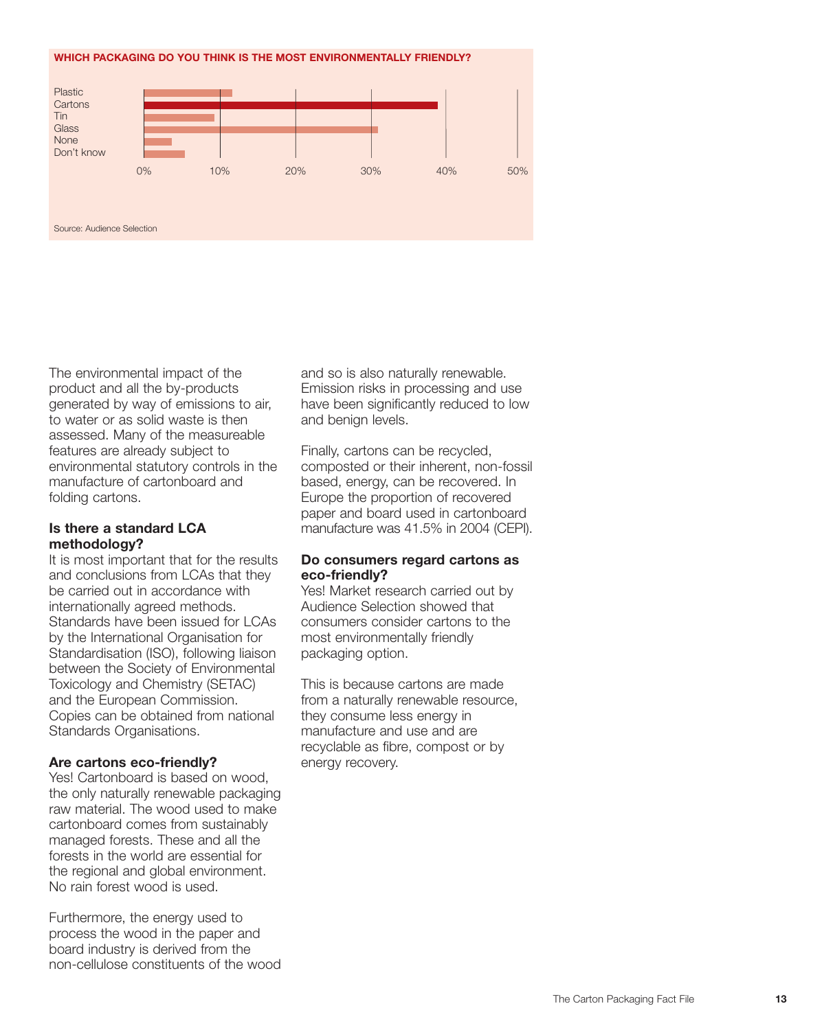**WHICH PACKAGING DO YOU THINK IS THE MOST ENVIRONMENTALLY FRIENDLY?**

Plastic
Cartons
Tin
Glass
None
Don't know

0% 10% 20% 30% 40% 50%

Source: Audience Selection

The environmental impact of the product and all the by-products generated by way of emissions to air, to water or as solid waste is then assessed. Many of the measureable features are already subject to environmental statutory controls in the manufacture of cartonboard and folding cartons.

**Is there a standard LCA methodology?**
It is most important that for the results and conclusions from LCAs that they be carried out in accordance with internationally agreed methods. Standards have been issued for LCAs by the International Organisation for Standardisation (ISO), following liaison between the Society of Environmental Toxicology and Chemistry (SETAC) and the European Commission. Copies can be obtained from national Standards Organisations.

**Are cartons eco-friendly?**
Yes! Cartonboard is based on wood, the only naturally renewable packaging raw material. The wood used to make cartonboard comes from sustainably managed forests. These and all the forests in the world are essential for the regional and global environment. No rain forest wood is used.

Furthermore, the energy used to process the wood in the paper and board industry is derived from the non-cellulose constituents of the wood and so is also naturally renewable. Emission risks in processing and use have been significantly reduced to low and benign levels.

Finally, cartons can be recycled, composted or their inherent, non-fossil based, energy, can be recovered. In Europe the proportion of recovered paper and board used in cartonboard manufacture was 41.5% in 2004 (CEPI).

**Do consumers regard cartons as eco-friendly?**
Yes! Market research carried out by Audience Selection showed that consumers consider cartons to the most environmentally friendly packaging option.

This is because cartons are made from a naturally renewable resource, they consume less energy in manufacture and use and are recyclable as fibre, compost or by energy recovery.